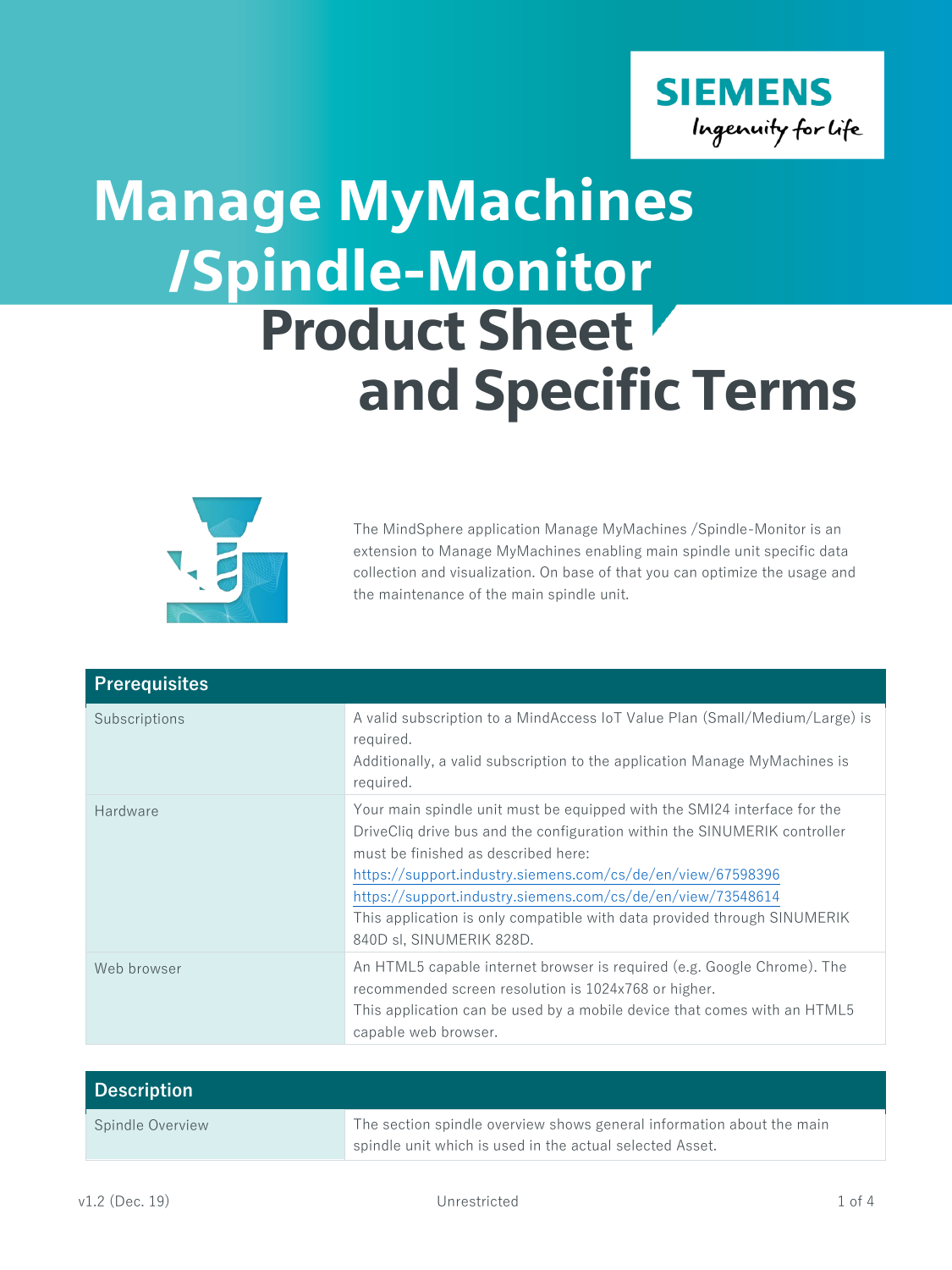# Manage MyMachines /Spindle-Monitor

# Product Sheet and Specific Terms

The MindSphere application Manage MyMachines /Spindle-Monitor is an extension to Manage MyMachines enabling main spindle unit specific data collection and visualization. On base of that you can optimize the usage and the maintenance of the main spindle unit.

| Prerequisites | |
|---|---|
| Subscriptions | A valid subscription to a MindAccess IoT Value Plan (Small/Medium/Large) is required.<br>Additionally, a valid subscription to the application Manage MyMachines is required. |
| Hardware | Your main spindle unit must be equipped with the SMI24 interface for the DriveCliq drive bus and the configuration within the SINUMERIK controller must be finished as described here:<br>https://support.industry.siemens.com/cs/de/en/view/67598396<br>https://support.industry.siemens.com/cs/de/en/view/73548614<br>This application is only compatible with data provided through SINUMERIK 840D sl, SINUMERIK 828D. |
| Web browser | An HTML5 capable internet browser is required (e.g. Google Chrome). The recommended screen resolution is 1024x768 or higher.<br>This application can be used by a mobile device that comes with an HTML5 capable web browser. |

| Description | |
|---|---|
| Spindle Overview | The section spindle overview shows general information about the main spindle unit which is used in the actual selected Asset. |

v1.2 (Dec. 19) Unrestricted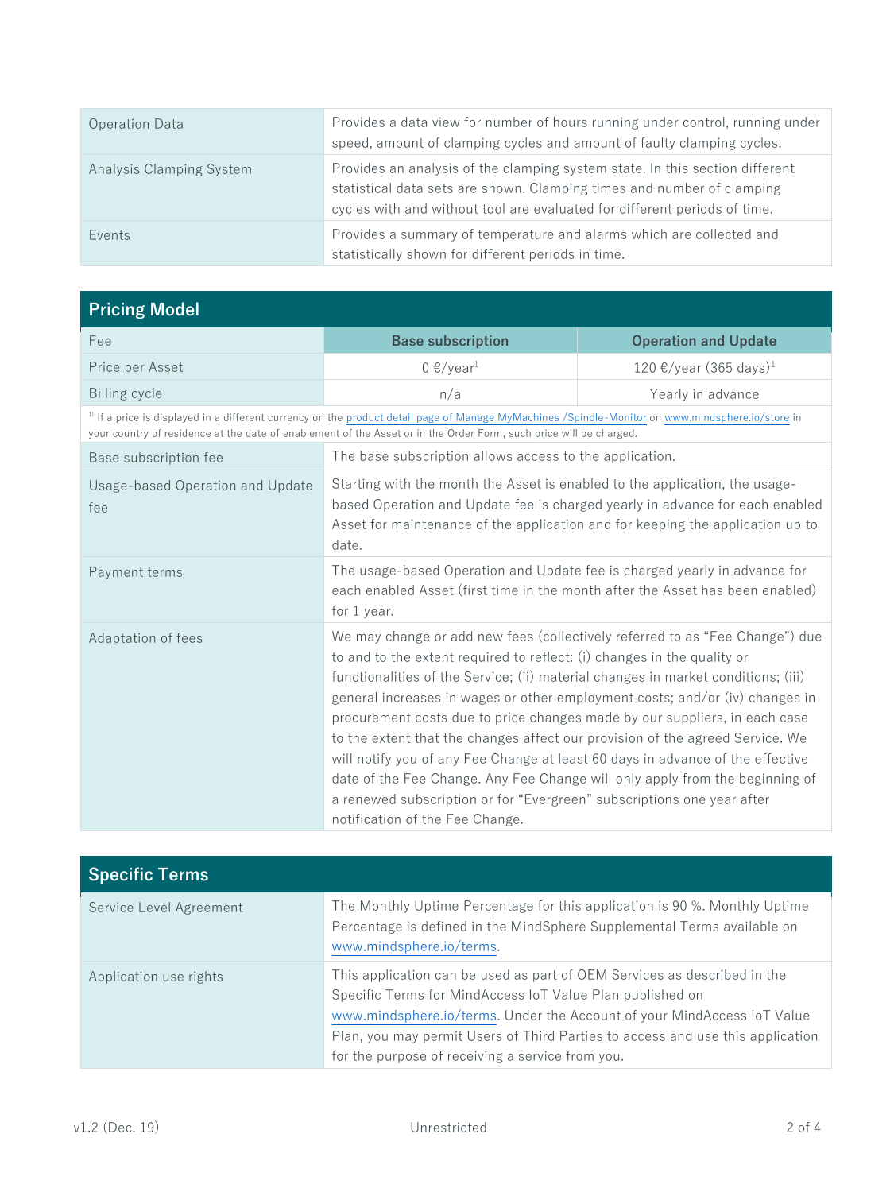| | |
|---|---|
| Operation Data | Provides a data view for number of hours running under control, running under speed, amount of clamping cycles and amount of faulty clamping cycles. |
| Analysis Clamping System | Provides an analysis of the clamping system state. In this section different statistical data sets are shown. Clamping times and number of clamping cycles with and without tool are evaluated for different periods of time. |
| Events | Provides a summary of temperature and alarms which are collected and statistically shown for different periods in time. |

## Pricing Model

| Fee | Base subscription | Operation and Update |
|---|---|---|
| Price per Asset | 0 €/year[1] | 120 €/year (365 days)[1] |
| Billing cycle | n/a | Yearly in advance |

[1] If a price is displayed in a different currency on the product detail page of Manage MyMachines /Spindle-Monitor on www.mindsphere.io/store in your country of residence at the date of enablement of the Asset or in the Order Form, such price will be charged.

| | |
|---|---|
| Base subscription fee | The base subscription allows access to the application. |
| Usage-based Operation and Update fee | Starting with the month the Asset is enabled to the application, the usage-based Operation and Update fee is charged yearly in advance for each enabled Asset for maintenance of the application and for keeping the application up to date. |
| Payment terms | The usage-based Operation and Update fee is charged yearly in advance for each enabled Asset (first time in the month after the Asset has been enabled) for 1 year. |
| Adaptation of fees | We may change or add new fees (collectively referred to as "Fee Change") due to and to the extent required to reflect: (i) changes in the quality or functionalities of the Service; (ii) material changes in market conditions; (iii) general increases in wages or other employment costs; and/or (iv) changes in procurement costs due to price changes made by our suppliers, in each case to the extent that the changes affect our provision of the agreed Service. We will notify you of any Fee Change at least 60 days in advance of the effective date of the Fee Change. Any Fee Change will only apply from the beginning of a renewed subscription or for "Evergreen" subscriptions one year after notification of the Fee Change. |

## Specific Terms

| | |
|---|---|
| Service Level Agreement | The Monthly Uptime Percentage for this application is 90 %. Monthly Uptime Percentage is defined in the MindSphere Supplemental Terms available on www.mindsphere.io/terms. |
| Application use rights | This application can be used as part of OEM Services as described in the Specific Terms for MindAccess IoT Value Plan published on www.mindsphere.io/terms. Under the Account of your MindAccess IoT Value Plan, you may permit Users of Third Parties to access and use this application for the purpose of receiving a service from you. |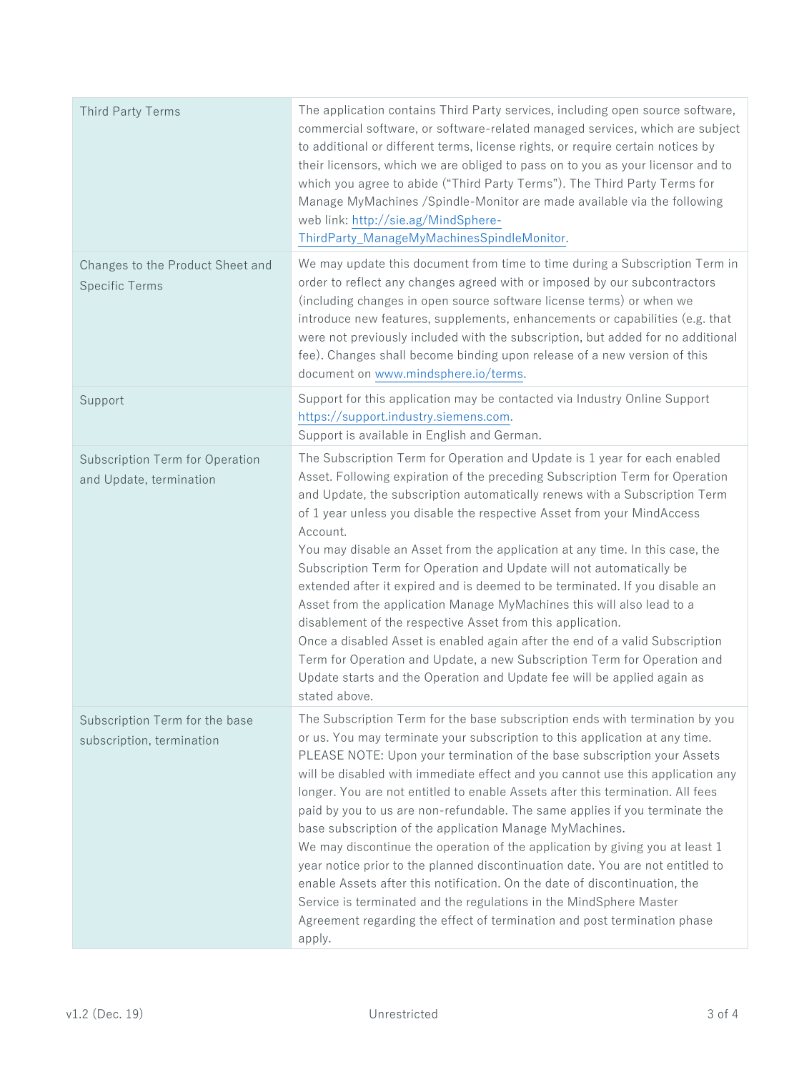| | |
|---|---|
| Third Party Terms | The application contains Third Party services, including open source software, commercial software, or software-related managed services, which are subject to additional or different terms, license rights, or require certain notices by their licensors, which we are obliged to pass on to you as your licensor and to which you agree to abide ("Third Party Terms"). The Third Party Terms for Manage MyMachines /Spindle-Monitor are made available via the following web link: http://sie.ag/MindSphere-ThirdParty_ManageMyMachinesSpindleMonitor. |
| Changes to the Product Sheet and Specific Terms | We may update this document from time to time during a Subscription Term in order to reflect any changes agreed with or imposed by our subcontractors (including changes in open source software license terms) or when we introduce new features, supplements, enhancements or capabilities (e.g. that were not previously included with the subscription, but added for no additional fee). Changes shall become binding upon release of a new version of this document on www.mindsphere.io/terms. |
| Support | Support for this application may be contacted via Industry Online Support https://support.industry.siemens.com.<br>Support is available in English and German. |
| Subscription Term for Operation and Update, termination | The Subscription Term for Operation and Update is 1 year for each enabled Asset. Following expiration of the preceding Subscription Term for Operation and Update, the subscription automatically renews with a Subscription Term of 1 year unless you disable the respective Asset from your MindAccess Account.<br>You may disable an Asset from the application at any time. In this case, the Subscription Term for Operation and Update will not automatically be extended after it expired and is deemed to be terminated. If you disable an Asset from the application Manage MyMachines this will also lead to a disablement of the respective Asset from this application.<br>Once a disabled Asset is enabled again after the end of a valid Subscription Term for Operation and Update, a new Subscription Term for Operation and Update starts and the Operation and Update fee will be applied again as stated above. |
| Subscription Term for the base subscription, termination | The Subscription Term for the base subscription ends with termination by you or us. You may terminate your subscription to this application at any time.<br>PLEASE NOTE: Upon your termination of the base subscription your Assets will be disabled with immediate effect and you cannot use this application any longer. You are not entitled to enable Assets after this termination. All fees paid by you to us are non-refundable. The same applies if you terminate the base subscription of the application Manage MyMachines.<br>We may discontinue the operation of the application by giving you at least 1 year notice prior to the planned discontinuation date. You are not entitled to enable Assets after this notification. On the date of discontinuation, the Service is terminated and the regulations in the MindSphere Master Agreement regarding the effect of termination and post termination phase apply. |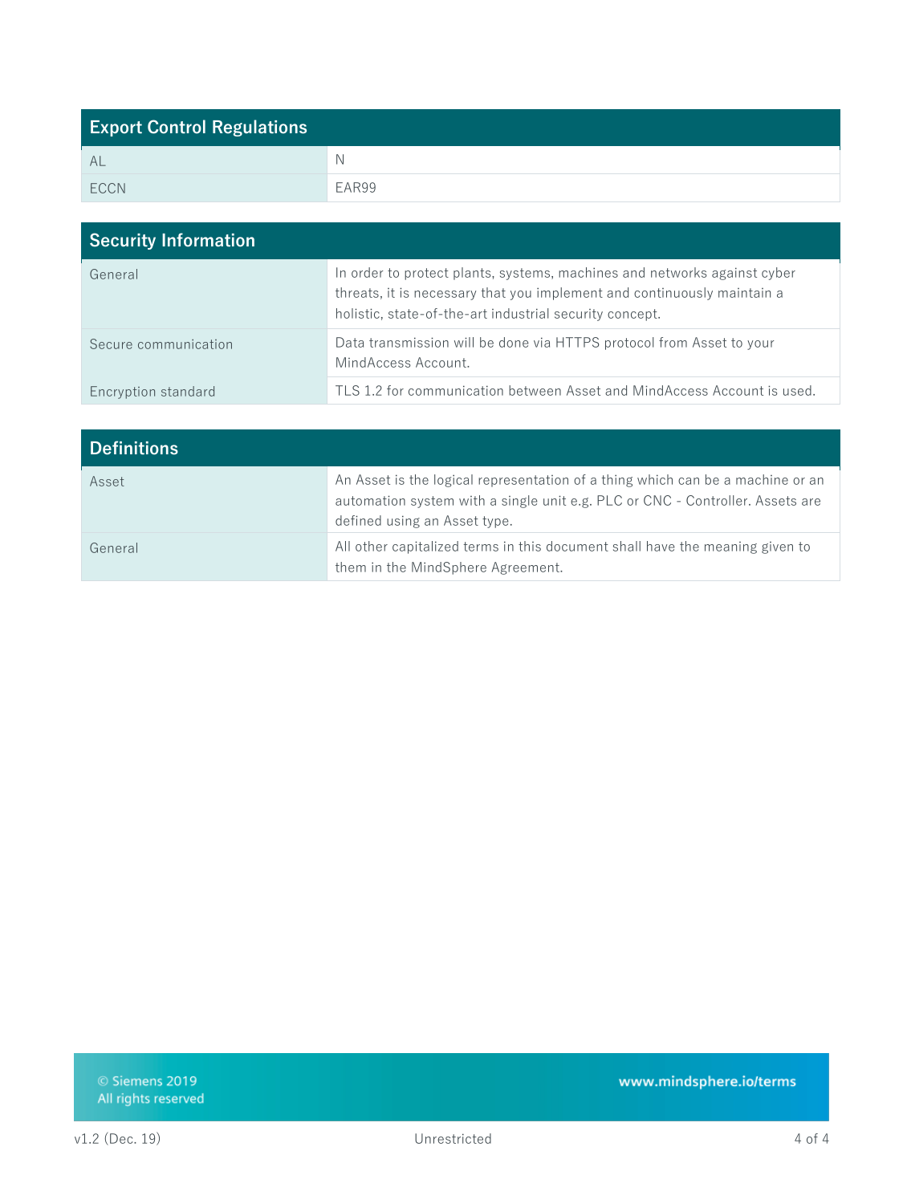## Export Control Regulations

| | |
|---|---|
| AL | N |
| ECCN | EAR99 |

## Security Information

| | |
|---|---|
| General | In order to protect plants, systems, machines and networks against cyber threats, it is necessary that you implement and continuously maintain a holistic, state-of-the-art industrial security concept. |
| Secure communication | Data transmission will be done via HTTPS protocol from Asset to your MindAccess Account. |
| Encryption standard | TLS 1.2 for communication between Asset and MindAccess Account is used. |

## Definitions

| | |
|---|---|
| Asset | An Asset is the logical representation of a thing which can be a machine or an automation system with a single unit e.g. PLC or CNC - Controller. Assets are defined using an Asset type. |
| General | All other capitalized terms in this document shall have the meaning given to them in the MindSphere Agreement. |